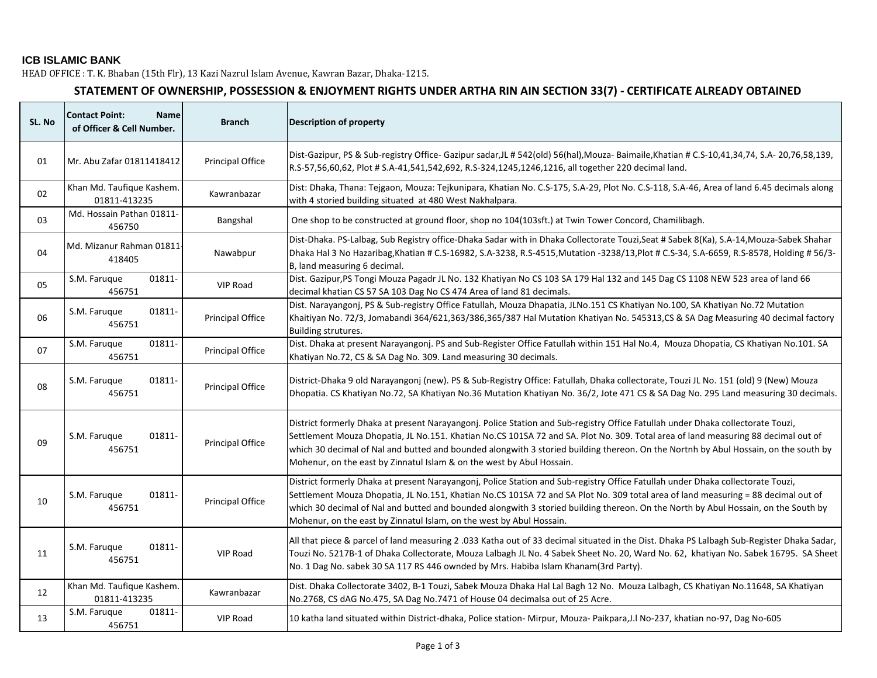**ICB ISLAMIC BANK**

HEAD OFFICE : T. K. Bhaban (15th Flr), 13 Kazi Nazrul Islam Avenue, Kawran Bazar, Dhaka-1215.

## STATEMENT OF OWNERSHIP, POSSESSION & ENJOYMENT RIGHTS UNDER ARTHA RIN AIN SECTION 33(7) - CERTIFICATE ALREADY OBTAINED

| SL. No | Contact Point: Name of Officer & Cell Number. | Branch | Description of property |
|---|---|---|---|
| 01 | Mr. Abu Zafar 01811418412 | Principal Office | Dist-Gazipur, PS & Sub-registry Office- Gazipur sadar,JL # 542(old) 56(hal),Mouza- Baimaile,Khatian # C.S-10,41,34,74, S.A- 20,76,58,139, R.S-57,56,60,62, Plot # S.A-41,541,542,692, R.S-324,1245,1246,1216, all together 220 decimal land. |
| 02 | Khan Md. Taufique Kashem. 01811-413235 | Kawranbazar | Dist: Dhaka, Thana: Tejgaon, Mouza: Tejkunipara, Khatian No. C.S-175, S.A-29, Plot No. C.S-118, S.A-46, Area of land 6.45 decimals along with 4 storied building situated at 480 West Nakhalpara. |
| 03 | Md. Hossain Pathan 01811-456750 | Bangshal | One shop to be constructed at ground floor, shop no 104(103sft.) at Twin Tower Concord, Chamilibagh. |
| 04 | Md. Mizanur Rahman 01811-418405 | Nawabpur | Dist-Dhaka. PS-Lalbag, Sub Registry office-Dhaka Sadar with in Dhaka Collectorate Touzi,Seat # Sabek 8(Ka), S.A-14,Mouza-Sabek Shahar Dhaka Hal 3 No Hazaribag,Khatian # C.S-16982, S.A-3238, R.S-4515,Mutation -3238/13,Plot # C.S-34, S.A-6659, R.S-8578, Holding # 56/3-B, land measuring 6 decimal. |
| 05 | S.M. Faruque 01811-456751 | VIP Road | Dist. Gazipur,PS Tongi Mouza Pagadr JL No. 132 Khatiyan No CS 103 SA 179 Hal 132 and 145 Dag CS 1108 NEW 523 area of land 66 decimal khatian CS 57 SA 103 Dag No CS 474 Area of land 81 decimals. |
| 06 | S.M. Faruque 01811-456751 | Principal Office | Dist. Narayangonj, PS & Sub-registry Office Fatullah, Mouza Dhapatia, JLNo.151 CS Khatiyan No.100, SA Khatiyan No.72 Mutation Khaitiyan No. 72/3, Jomabandi 364/621,363/386,365/387 Hal Mutation Khatiyan No. 545313,CS & SA Dag Measuring 40 decimal factory Building strutures. |
| 07 | S.M. Faruque 01811-456751 | Principal Office | Dist. Dhaka at present Narayangonj. PS and Sub-Register Office Fatullah within 151 Hal No.4, Mouza Dhopatia, CS Khatiyan No.101. SA Khatiyan No.72, CS & SA Dag No. 309. Land measuring 30 decimals. |
| 08 | S.M. Faruque 01811-456751 | Principal Office | District-Dhaka 9 old Narayangonj (new). PS & Sub-Registry Office: Fatullah, Dhaka collectorate, Touzi JL No. 151 (old) 9 (New) Mouza Dhopatia. CS Khatiyan No.72, SA Khatiyan No.36 Mutation Khatiyan No. 36/2, Jote 471 CS & SA Dag No. 295 Land measuring 30 decimals. |
| 09 | S.M. Faruque 01811-456751 | Principal Office | District formerly Dhaka at present Narayangonj. Police Station and Sub-registry Office Fatullah under Dhaka collectorate Touzi, Settlement Mouza Dhopatia, JL No.151. Khatian No.CS 101SA 72 and SA. Plot No. 309. Total area of land measuring 88 decimal out of which 30 decimal of Nal and butted and bounded alongwith 3 storied building thereon. On the Nortnh by Abul Hossain, on the south by Mohenur, on the east by Zinnatul Islam & on the west by Abul Hossain. |
| 10 | S.M. Faruque 01811-456751 | Principal Office | District formerly Dhaka at present Narayangonj, Police Station and Sub-registry Office Fatullah under Dhaka collectorate Touzi, Settlement Mouza Dhopatia, JL No.151, Khatian No.CS 101SA 72 and SA Plot No. 309 total area of land measuring = 88 decimal out of which 30 decimal of Nal and butted and bounded alongwith 3 storied building thereon. On the North by Abul Hossain, on the South by Mohenur, on the east by Zinnatul Islam, on the west by Abul Hossain. |
| 11 | S.M. Faruque 01811-456751 | VIP Road | All that piece & parcel of land measuring 2 .033 Katha out of 33 decimal situated in the Dist. Dhaka PS Lalbagh Sub-Register Dhaka Sadar, Touzi No. 5217B-1 of Dhaka Collectorate, Mouza Lalbagh JL No. 4 Sabek Sheet No. 20, Ward No. 62, khatiyan No. Sabek 16795. SA Sheet No. 1 Dag No. sabek 30 SA 117 RS 446 ownded by Mrs. Habiba Islam Khanam(3rd Party). |
| 12 | Khan Md. Taufique Kashem. 01811-413235 | Kawranbazar | Dist. Dhaka Collectorate 3402, B-1 Touzi, Sabek Mouza Dhaka Hal Lal Bagh 12 No. Mouza Lalbagh, CS Khatiyan No.11648, SA Khatiyan No.2768, CS dAG No.475, SA Dag No.7471 of House 04 decimalsa out of 25 Acre. |
| 13 | S.M. Faruque 01811-456751 | VIP Road | 10 katha land situated within District-dhaka, Police station- Mirpur, Mouza- Paikpara,J.l No-237, khatian no-97, Dag No-605 |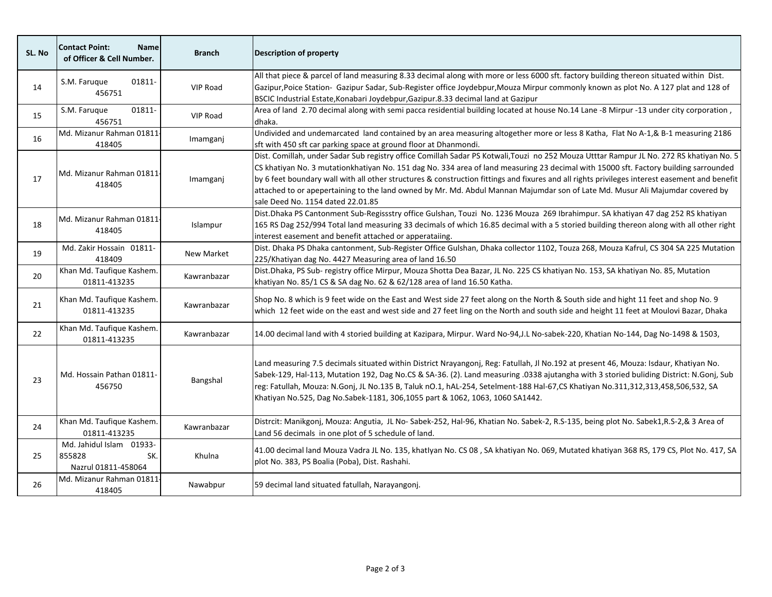| SL. No | Contact Point: Name of Officer & Cell Number. | Branch | Description of property |
|---|---|---|---|
| 14 | S.M. Faruque 01811-456751 | VIP Road | All that piece & parcel of land measuring 8.33 decimal along with more or less 6000 sft. factory building thereon situated within Dist. Gazipur,Poice Station- Gazipur Sadar, Sub-Register office Joydebpur,Mouza Mirpur commonly known as plot No. A 127 plat and 128 of BSCIC Industrial Estate,Konabari Joydebpur,Gazipur.8.33 decimal land at Gazipur |
| 15 | S.M. Faruque 01811-456751 | VIP Road | Area of land 2.70 decimal along with semi pacca residential building located at house No.14 Lane -8 Mirpur -13 under city corporation , dhaka. |
| 16 | Md. Mizanur Rahman 01811-418405 | Imamganj | Undivided and undemarcated land contained by an area measuring altogether more or less 8 Katha, Flat No A-1,& B-1 measuring 2186 sft with 450 sft car parking space at ground floor at Dhanmondi. |
| 17 | Md. Mizanur Rahman 01811-418405 | Imamganj | Dist. Comillah, under Sadar Sub registry office Comillah Sadar PS Kotwali,Touzi no 252 Mouza Utttar Rampur JL No. 272 RS khatiyan No. 5 CS khatiyan No. 3 mutationkhatiyan No. 151 dag No. 334 area of land measuring 23 decimal with 15000 sft. Factory building sarrounded by 6 feet boundary wall with all other structures & construction fittings and fixures and all rights privileges interest easement and benefit attached to or apepertaining to the land owned by Mr. Md. Abdul Mannan Majumdar son of Late Md. Musur Ali Majumdar covered by sale Deed No. 1154 dated 22.01.85 |
| 18 | Md. Mizanur Rahman 01811-418405 | Islampur | Dist.Dhaka PS Cantonment Sub-Regissstry office Gulshan, Touzi No. 1236 Mouza 269 Ibrahimpur. SA khatiyan 47 dag 252 RS khatiyan 165 RS Dag 252/994 Total land measuring 33 decimals of which 16.85 decimal with a 5 storied building thereon along with all other right interest easement and benefit attached or apperataiing. |
| 19 | Md. Zakir Hossain 01811-418409 | New Market | Dist. Dhaka PS Dhaka cantonment, Sub-Register Office Gulshan, Dhaka collector 1102, Touza 268, Mouza Kafrul, CS 304 SA 225 Mutation 225/Khatiyan dag No. 4427 Measuring area of land 16.50 |
| 20 | Khan Md. Taufique Kashem. 01811-413235 | Kawranbazar | Dist.Dhaka, PS Sub- registry office Mirpur, Mouza Shotta Dea Bazar, JL No. 225 CS khatiyan No. 153, SA khatiyan No. 85, Mutation khatiyan No. 85/1 CS & SA dag No. 62 & 62/128 area of land 16.50 Katha. |
| 21 | Khan Md. Taufique Kashem. 01811-413235 | Kawranbazar | Shop No. 8 which is 9 feet wide on the East and West side 27 feet along on the North & South side and hight 11 feet and shop No. 9 which 12 feet wide on the east and west side and 27 feet ling on the North and south side and height 11 feet at Moulovi Bazar, Dhaka |
| 22 | Khan Md. Taufique Kashem. 01811-413235 | Kawranbazar | 14.00 decimal land with 4 storied building at Kazipara, Mirpur. Ward No-94,J.L No-sabek-220, Khatian No-144, Dag No-1498 & 1503, |
| 23 | Md. Hossain Pathan 01811-456750 | Bangshal | Land measuring 7.5 decimals situated within District Nrayangonj, Reg: Fatullah, Jl No.192 at present 46, Mouza: Isdaur, Khatiyan No. Sabek-129, Hal-113, Mutation 192, Dag No.CS & SA-36. (2). Land measuring .0338 ajutangha with 3 storied buliding District: N.Gonj, Sub reg: Fatullah, Mouza: N.Gonj, JL No.135 B, Taluk nO.1, hAL-254, Setelment-188 Hal-67,CS Khatiyan No.311,312,313,458,506,532, SA Khatiyan No.525, Dag No.Sabek-1181, 306,1055 part & 1062, 1063, 1060 SA1442. |
| 24 | Khan Md. Taufique Kashem. 01811-413235 | Kawranbazar | Distrcit: Manikgonj, Mouza: Angutia, JL No- Sabek-252, Hal-96, Khatian No. Sabek-2, R.S-135, being plot No. Sabek1,R.S-2,& 3 Area of Land 56 decimals in one plot of 5 schedule of land. |
| 25 | Md. Jahidul Islam 01933-855828 SK. Nazrul 01811-458064 | Khulna | 41.00 decimal land Mouza Vadra JL No. 135, khatIyan No. CS 08 , SA khatiyan No. 069, Mutated khatiyan 368 RS, 179 CS, Plot No. 417, SA plot No. 383, PS Boalia (Poba), Dist. Rashahi. |
| 26 | Md. Mizanur Rahman 01811-418405 | Nawabpur | 59 decimal land situated fatullah, Narayangonj. |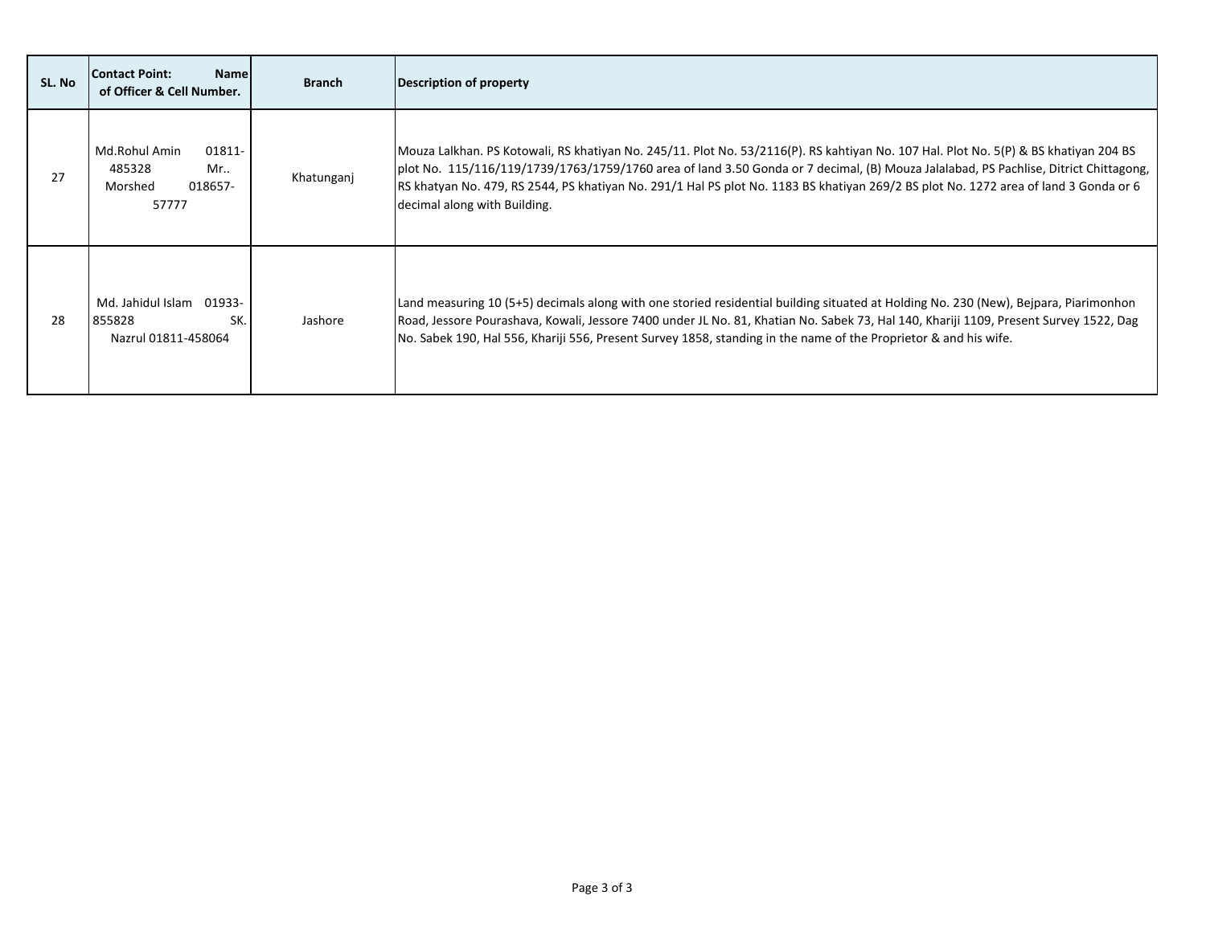| SL. No | Contact Point: Name of Officer & Cell Number. | Branch | Description of property |
|---|---|---|---|
| 27 | Md.Rohul Amin 01811-485328 Mr.. Morshed 018657-57777 | Khatunganj | Mouza Lalkhan. PS Kotowali, RS khatiyan No. 245/11. Plot No. 53/2116(P). RS kahtiyan No. 107 Hal. Plot No. 5(P) & BS khatiyan 204 BS plot No. 115/116/119/1739/1763/1759/1760 area of land 3.50 Gonda or 7 decimal, (B) Mouza Jalalabad, PS Pachlise, Ditrict Chittagong, RS khatyan No. 479, RS 2544, PS khatiyan No. 291/1 Hal PS plot No. 1183 BS khatiyan 269/2 BS plot No. 1272 area of land 3 Gonda or 6 decimal along with Building. |
| 28 | Md. Jahidul Islam 01933-855828 SK. Nazrul 01811-458064 | Jashore | Land measuring 10 (5+5) decimals along with one storied residential building situated at Holding No. 230 (New), Bejpara, Piarimonhon Road, Jessore Pourashava, Kowali, Jessore 7400 under JL No. 81, Khatian No. Sabek 73, Hal 140, Khariji 1109, Present Survey 1522, Dag No. Sabek 190, Hal 556, Khariji 556, Present Survey 1858, standing in the name of the Proprietor & and his wife. |